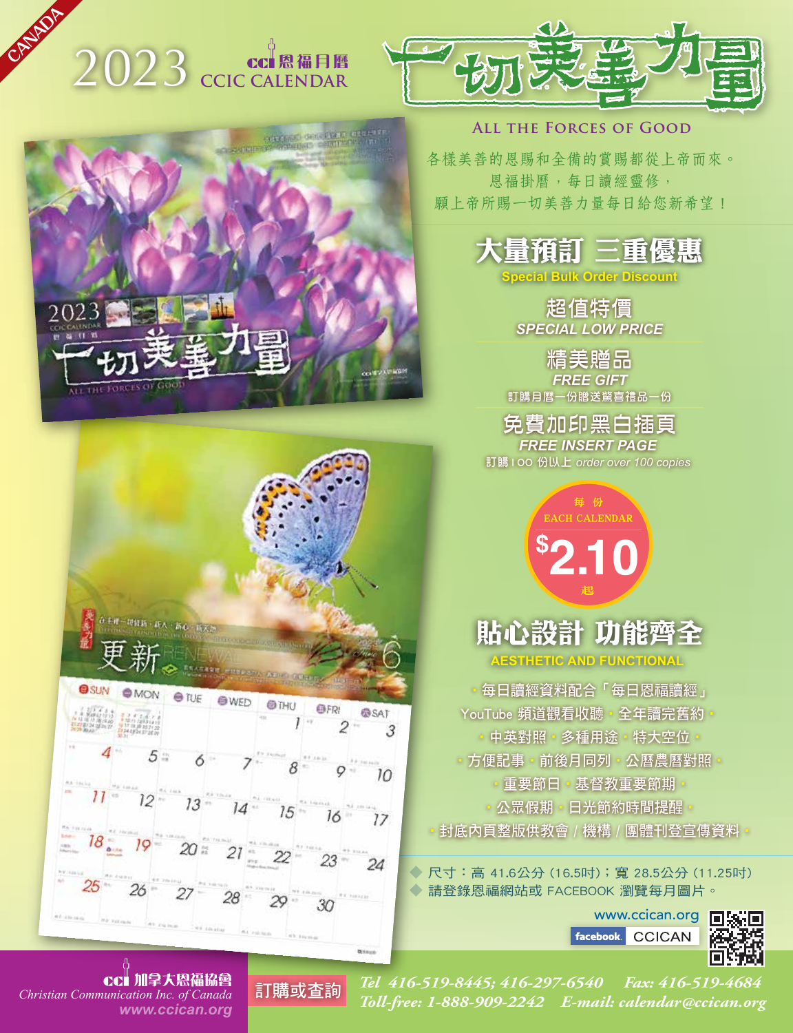CANADA

# 2023 CCIC CALENDAR

cci 恩福月曆

# 一切美善力量

ALL THE FORCES OF GOOD

各樣美善的恩賜和全備的賞賜都從上帝而來。
恩福掛曆，每日讀經靈修，
願上帝所賜一切美善力量每日給您新希望！

## 大量預訂 三重優惠

**Special Bulk Order Discount**

### 超值特價

*SPECIAL LOW PRICE*

### 精美贈品

*FREE GIFT*

訂購月曆一份贈送驚喜禮品一份

### 免費加印黑白插頁

*FREE INSERT PAGE*

訂購 100 份以上 *order over 100 copies*

每份
EACH CALENDAR
**$2.10**
起

## 貼心設計 功能齊全

**AESTHETIC AND FUNCTIONAL**

・每日讀經資料配合「每日恩福讀經」
YouTube 頻道觀看收聽・全年讀完舊約・
・中英對照・多種用途・特大空位・
・方便記事・前後月同列・公曆農曆對照・
・重要節日・基督教重要節期・
・公眾假期・日光節約時間提醒・
・封底內頁整版供教會 / 機構 / 團體刊登宣傳資料・

◆ 尺寸：高 41.6公分 (16.5吋)；寬 28.5公分 (11.25吋)
◆ 請登錄恩福網站或 FACEBOOK 瀏覽每月圖片。

www.ccican.org
facebook CCICAN

cci 加拿大恩福協會
*Christian Communication Inc. of Canada*
*www.ccican.org*

**訂購或查詢**

*Tel 416-519-8445; 416-297-6540 Fax: 416-519-4684*
*Toll-free: 1-888-909-2242 E-mail: calendar@ccican.org*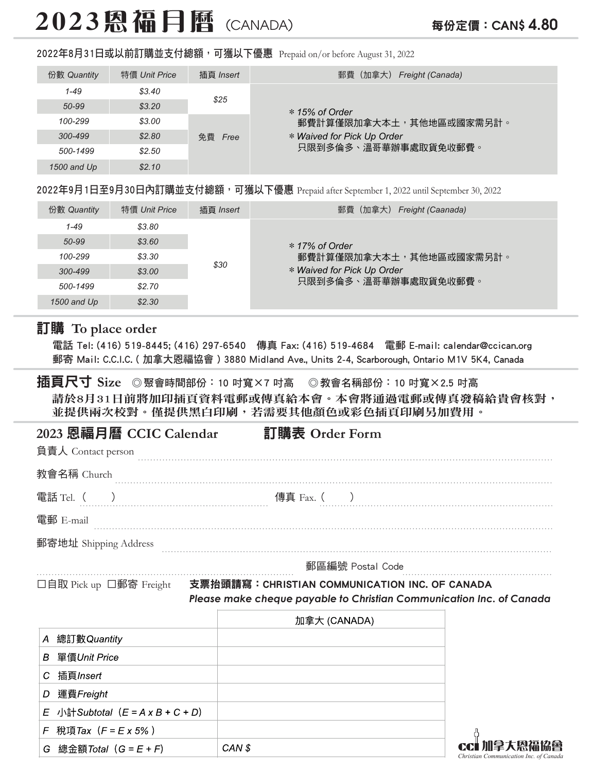# 2023恩福月曆 (CANADA)

**每份定價：CAN$ 4.80**

**2022年8月31日或以前訂購並支付總額，可獲以下優惠** Prepaid on/or before August 31, 2022

| 份數 *Quantity* | 特價 *Unit Price* | 插頁 *Insert* | 郵費（加拿大） *Freight (Canada)* |
|---|---|---|---|
| *1-49* | *$3.40* | *$25* | * *15% of Order* 郵費計算僅限加拿大本土，其他地區或國家需另計。 * *Waived for Pick Up Order* 只限到多倫多、溫哥華辦事處取貨免收郵費。 |
| *50-99* | *$3.20* | | |
| *100-299* | *$3.00* | 免費 *Free* | |
| *300-499* | *$2.80* | | |
| *500-1499* | *$2.50* | | |
| *1500 and Up* | *$2.10* | | |

**2022年9月1日至9月30日內訂購並支付總額，可獲以下優惠** Prepaid after September 1, 2022 until September 30, 2022

| 份數 *Quantity* | 特價 *Unit Price* | 插頁 *Insert* | 郵費（加拿大） *Freight (Caanada)* |
|---|---|---|---|
| *1-49* | *$3.80* | *$30* | * *17% of Order* 郵費計算僅限加拿大本土，其他地區或國家需另計。 * *Waived for Pick Up Order* 只限到多倫多、溫哥華辦事處取貨免收郵費。 |
| *50-99* | *$3.60* | | |
| *100-299* | *$3.30* | | |
| *300-499* | *$3.00* | | |
| *500-1499* | *$2.70* | | |
| *1500 and Up* | *$2.30* | | |

## 訂購 To place order

電話 Tel: (416) 519-8445; (416) 297-6540　傳真 Fax: (416) 519-4684　電郵 E-mail: calendar@ccican.org

郵寄 Mail: C.C.I.C. ( 加拿大恩福協會 ) 3880 Midland Ave., Units 2-4, Scarborough, Ontario M1V 5K4, Canada

## 插頁尺寸 Size

◎聚會時間部份：10 吋寬×7 吋高　◎教會名稱部份：10 吋寬×2.5 吋高

**請於8月31日前將加印插頁資料電郵或傳真給本會。本會將通過電郵或傳真發稿給貴會核對，並提供兩次校對。僅提供黑白印刷，若需要其他顏色或彩色插頁印刷另加費用。**

## 2023 恩福月曆 CCIC Calendar　　訂購表 Order Form

負責人 Contact person ........................................

教會名稱 Church ........................................

電話 Tel. (　　) ........................................　傳真 Fax. (　　) ........................................

電郵 E-mail ........................................

郵寄地址 Shipping Address ........................................

........................................ 郵區編號 Postal Code ........................................

☐自取 Pick up ☐郵寄 Freight　　**支票抬頭請寫：CHRISTIAN COMMUNICATION INC. OF CANADA**

***Please make cheque payable to Christian Communication Inc. of Canada***

| | 加拿大 (CANADA) |
|---|---|
| *A* 總訂數*Quantity* | |
| *B* 單價*Unit Price* | |
| *C* 插頁*Insert* | |
| *D* 運費*Freight* | |
| *E* 小計*Subtotal*（*E = A x B + C + D*） | |
| *F* 稅項*Tax*（*F = E x 5%*） | |
| *G* 總金額*Total*（*G = E + F*） | *CAN $* |

加拿大恩福協會
*Christian Communication Inc. of Canada*